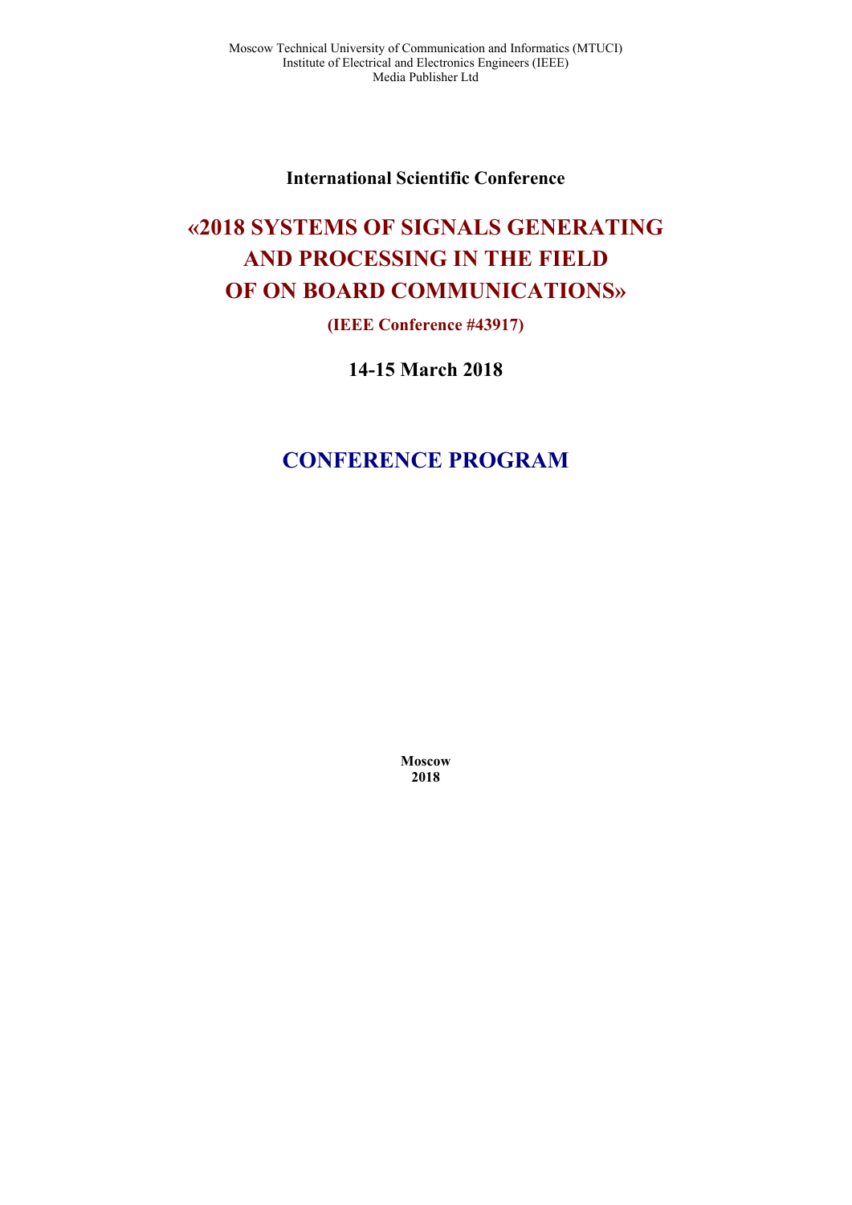Moscow Technical University of Communication and Informatics (MTUCI)
Institute of Electrical and Electronics Engineers (IEEE)
Media Publisher Ltd

**International Scientific Conference**

# «2018 SYSTEMS OF SIGNALS GENERATING AND PROCESSING IN THE FIELD OF ON BOARD COMMUNICATIONS»

**(IEEE Conference #43917)**

**14-15 March 2018**

# CONFERENCE PROGRAM

**Moscow**
**2018**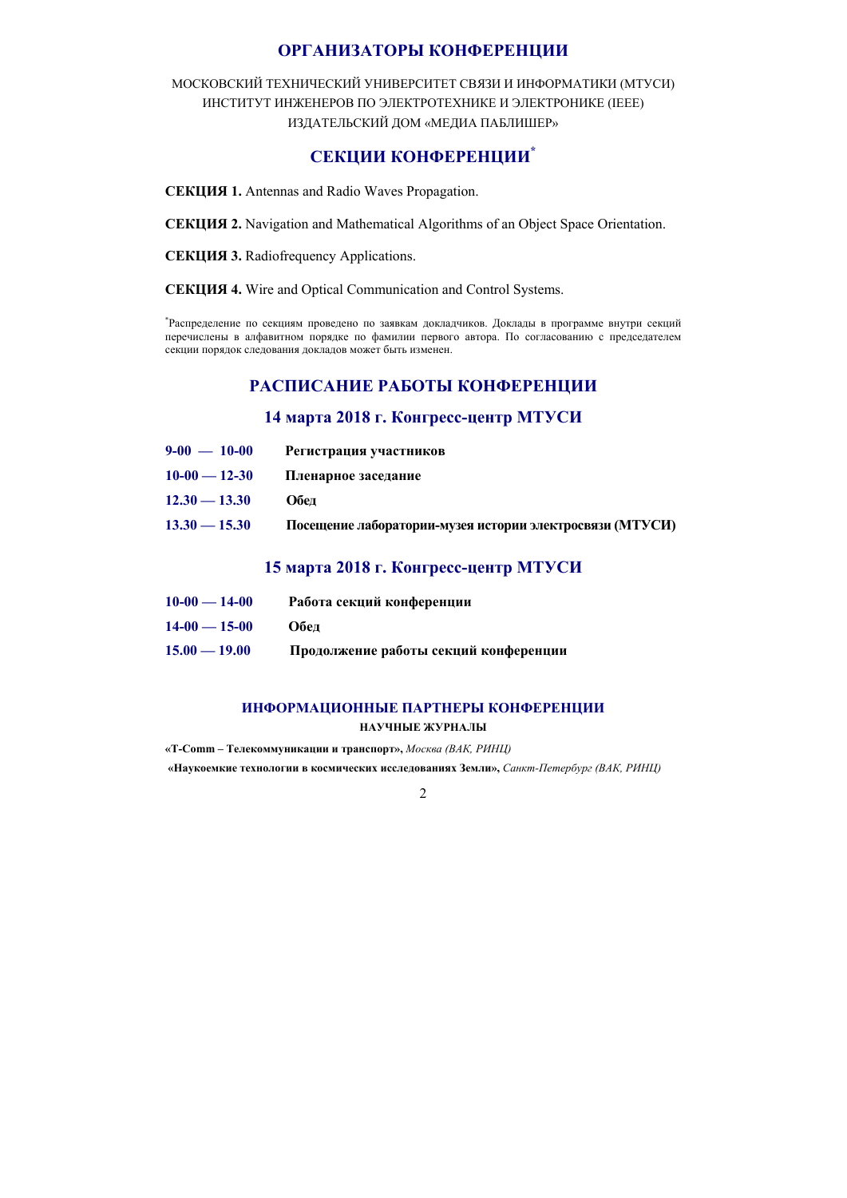## ОРГАНИЗАТОРЫ КОНФЕРЕНЦИИ

МОСКОВСКИЙ ТЕХНИЧЕСКИЙ УНИВЕРСИТЕТ СВЯЗИ И ИНФОРМАТИКИ (МТУСИ)
ИНСТИТУТ ИНЖЕНЕРОВ ПО ЭЛЕКТРОТЕХНИКЕ И ЭЛЕКТРОНИКЕ (IEEE)
ИЗДАТЕЛЬСКИЙ ДОМ «МЕДИА ПАБЛИШЕР»

## СЕКЦИИ КОНФЕРЕНЦИИ*

**СЕКЦИЯ 1.** Antennas and Radio Waves Propagation.

**СЕКЦИЯ 2.** Navigation and Mathematical Algorithms of an Object Space Orientation.

**СЕКЦИЯ 3.** Radiofrequency Applications.

**СЕКЦИЯ 4.** Wire and Optical Communication and Control Systems.

*Распределение по секциям проведено по заявкам докладчиков. Доклады в программе внутри секций перечислены в алфавитном порядке по фамилии первого автора. По согласованию с председателем секции порядок следования докладов может быть изменен.

## РАСПИСАНИЕ РАБОТЫ КОНФЕРЕНЦИИ

### 14 марта 2018 г. Конгресс-центр МТУСИ

**9-00 — 10-00** **Регистрация участников**

**10-00 — 12-30** **Пленарное заседание**

**12.30 — 13.30** **Обед**

**13.30 — 15.30** **Посещение лаборатории-музея истории электросвязи (МТУСИ)**

### 15 марта 2018 г. Конгресс-центр МТУСИ

**10-00 — 14-00** **Работа секций конференции**

**14-00 — 15-00** **Обед**

**15.00 — 19.00** **Продолжение работы секций конференции**

## ИНФОРМАЦИОННЫЕ ПАРТНЕРЫ КОНФЕРЕНЦИИ

**НАУЧНЫЕ ЖУРНАЛЫ**

**«T-Comm – Телекоммуникации и транспорт»,** *Москва (ВАК, РИНЦ)*

**«Наукоемкие технологии в космических исследованиях Земли»,** *Санкт-Петербург (ВАК, РИНЦ)*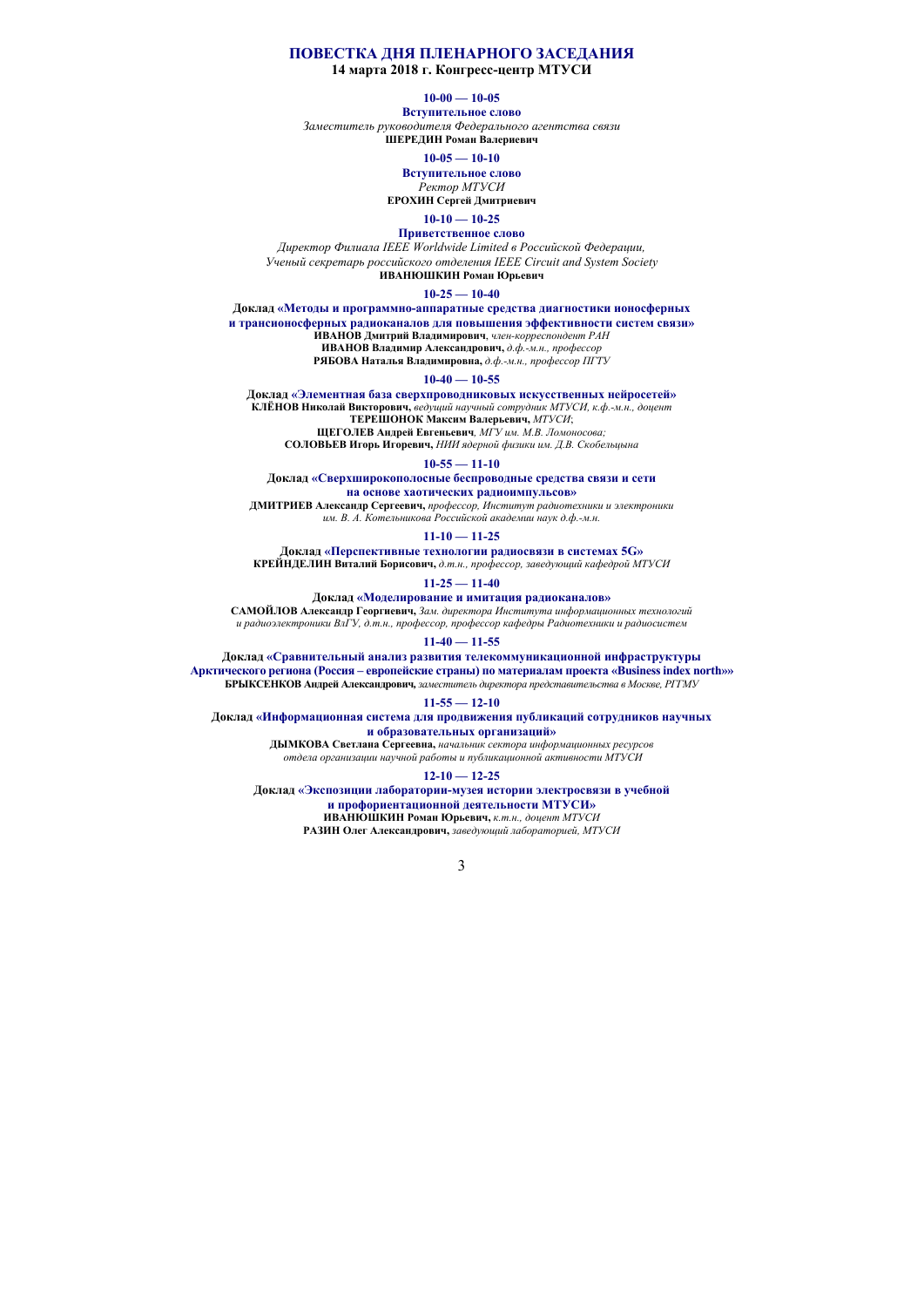# ПОВЕСТКА ДНЯ ПЛЕНАРНОГО ЗАСЕДАНИЯ

**14 марта 2018 г. Конгресс-центр МТУСИ**

**10-00 — 10-05**

**Вступительное слово**

*Заместитель руководителя Федерального агентства связи*

**ШЕРЕДИН Роман Валериевич**

**10-05 — 10-10**

**Вступительное слово**

*Ректор МТУСИ*

**ЕРОХИН Сергей Дмитриевич**

**10-10 — 10-25**

**Приветственное слово**

*Директор Филиала IEEE Worldwide Limited в Российской Федерации,*
*Ученый секретарь российского отделения IEEE Circuit and System Society*

**ИВАНЮШКИН Роман Юрьевич**

**10-25 — 10-40**

**Доклад «Методы и программно-аппаратные средства диагностики ионосферных и трансионосферных радиоканалов для повышения эффективности систем связи»**

**ИВАНОВ Дмитрий Владимирович**, *член-корреспондент РАН*
**ИВАНОВ Владимир Александрович,** *д.ф.-м.н., профессор*
**РЯБОВА Наталья Владимировна,** *д.ф.-м.н., профессор ПГТУ*

**10-40 — 10-55**

**Доклад «Элементная база сверхпроводниковых искусственных нейросетей»**

**КЛЁНОВ Николай Викторович,** *ведущий научный сотрудник МТУСИ, к.ф.-м.н., доцент*
**ТЕРЕШОНОК Максим Валерьевич,** *МТУСИ;*
**ЩЕГОЛЕВ Андрей Евгеньевич***, МГУ им. М.В. Ломоносова;*
**СОЛОВЬЕВ Игорь Игоревич,** *НИИ ядерной физики им. Д.В. Скобельцына*

**10-55 — 11-10**

**Доклад «Сверхширокополосные беспроводные средства связи и сети на основе хаотических радиоимпульсов»**

**ДМИТРИЕВ Александр Сергеевич,** *профессор, Институт радиотехники и электроники им. В. А. Котельникова Российской академии наук д.ф.-м.н.*

**11-10 — 11-25**

**Доклад «Перспективные технологии радиосвязи в системах 5G»**

**КРЕЙНДЕЛИН Виталий Борисович,** *д.т.н., профессор, заведующий кафедрой МТУСИ*

**11-25 — 11-40**

**Доклад «Моделирование и имитация радиоканалов»**

**САМОЙЛОВ Александр Георгиевич,** *Зам. директора Института информационных технологий и радиоэлектроники ВлГУ, д.т.н., профессор, профессор кафедры Радиотехники и радиосистем*

**11-40 — 11-55**

**Доклад «Сравнительный анализ развития телекоммуникационной инфраструктуры Арктического региона (Россия – европейские страны) по материалам проекта «Business index north»»**

**БРЫКСЕНКОВ Андрей Александрович,** *заместитель директора представительства в Москве, РГГМУ*

**11-55 — 12-10**

**Доклад «Информационная система для продвижения публикаций сотрудников научных и образовательных организаций»**

**ДЫМКОВА Светлана Сергеевна,** *начальник сектора информационных ресурсов отдела организации научной работы и публикационной активности МТУСИ*

**12-10 — 12-25**

**Доклад «Экспозиции лаборатории-музея истории электросвязи в учебной и профориентационной деятельности МТУСИ»**

**ИВАНЮШКИН Роман Юрьевич,** *к.т.н., доцент МТУСИ*
**РАЗИН Олег Александрович,** *заведующий лабораторией, МТУСИ*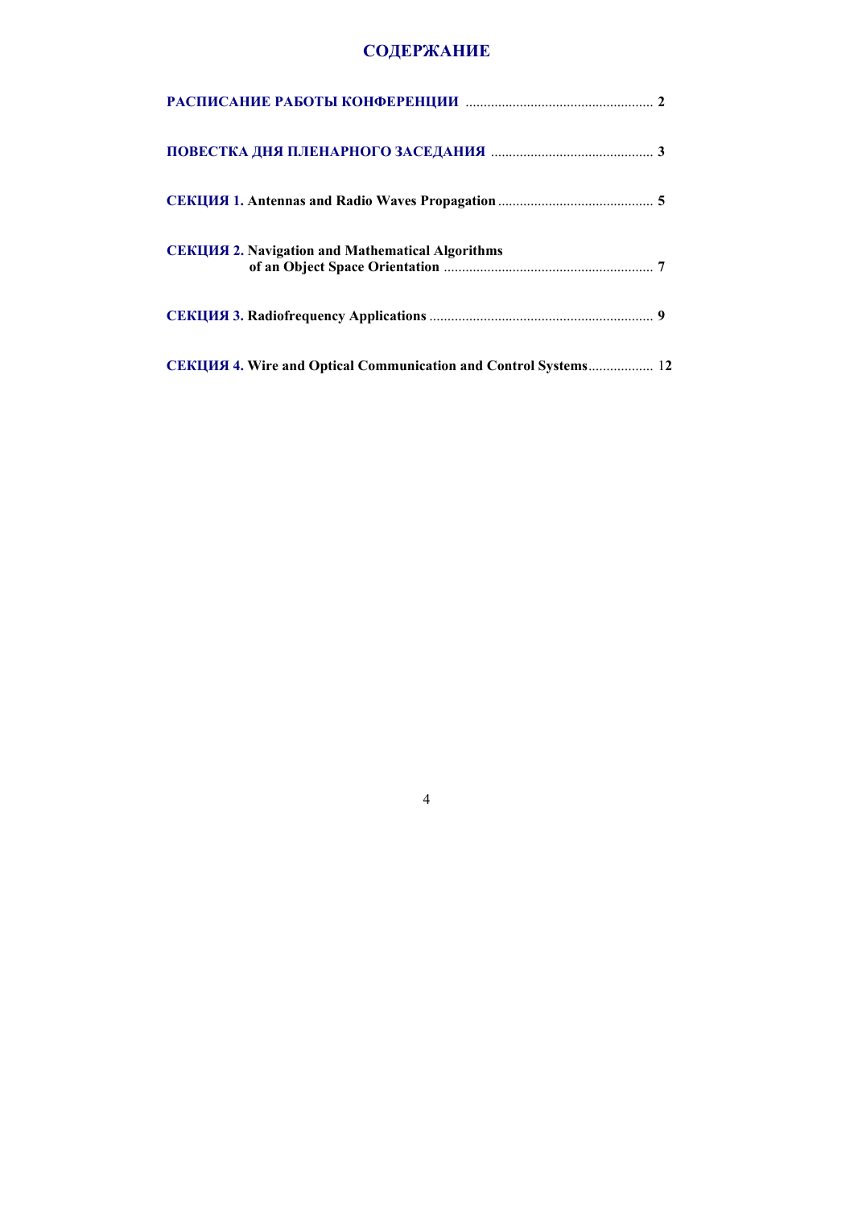# СОДЕРЖАНИЕ

**РАСПИСАНИЕ РАБОТЫ КОНФЕРЕНЦИИ** .................................................... **2**

**ПОВЕСТКА ДНЯ ПЛЕНАРНОГО ЗАСЕДАНИЯ** ............................................. **3**

**СЕКЦИЯ 1. Antennas and Radio Waves Propagation** ........................................... **5**

**СЕКЦИЯ 2. Navigation and Mathematical Algorithms of an Object Space Orientation** .......................................................... **7**

**СЕКЦИЯ 3. Radiofrequency Applications** ............................................................. **9**

**СЕКЦИЯ 4. Wire and Optical Communication and Control Systems**.................. **12**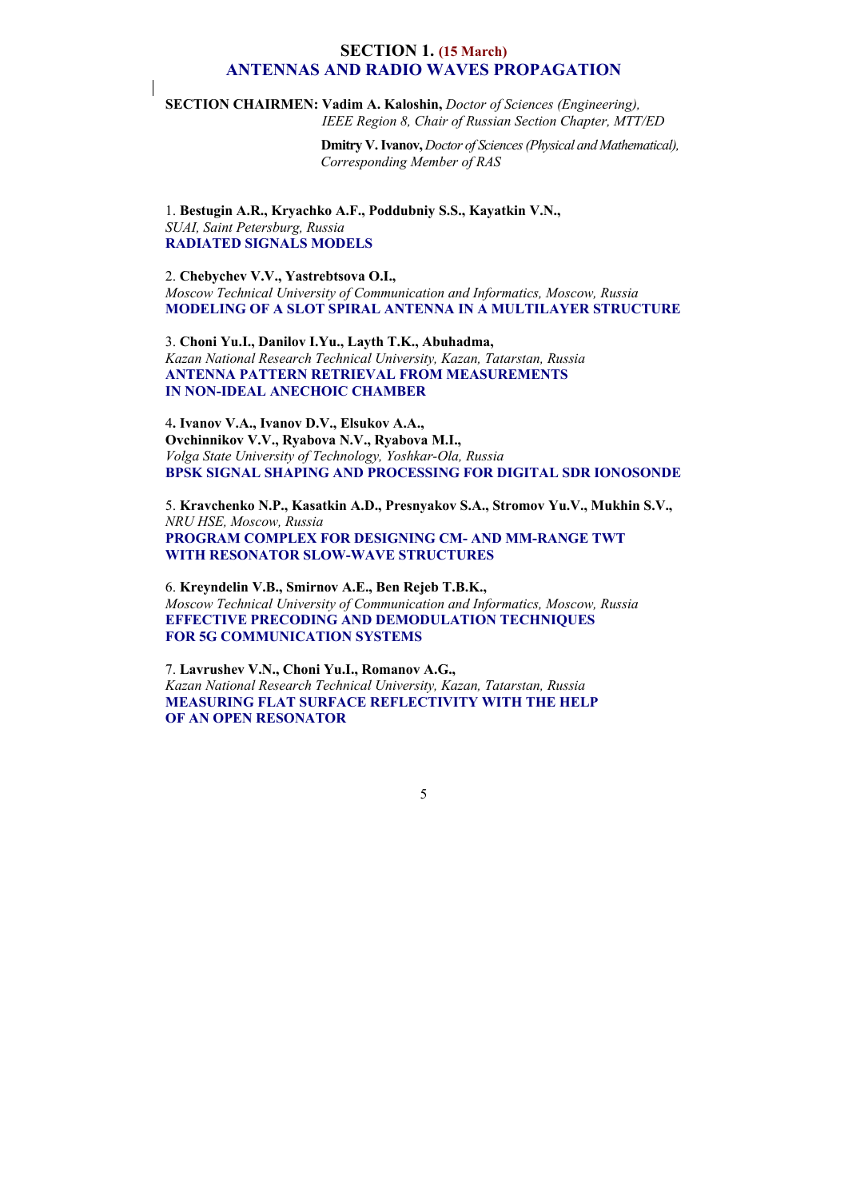# SECTION 1. (15 March)
## ANTENNAS AND RADIO WAVES PROPAGATION

**SECTION CHAIRMEN: Vadim A. Kaloshin,** *Doctor of Sciences (Engineering), IEEE Region 8, Chair of Russian Section Chapter, MTT/ED*

**Dmitry V. Ivanov,** *Doctor of Sciences (Physical and Mathematical), Corresponding Member of RAS*

1. **Bestugin A.R., Kryachko A.F., Poddubniy S.S., Kayatkin V.N.,**
*SUAI, Saint Petersburg, Russia*
**RADIATED SIGNALS MODELS**

2. **Chebychev V.V., Yastrebtsova O.I.,**
*Moscow Technical University of Communication and Informatics, Moscow, Russia*
**MODELING OF A SLOT SPIRAL ANTENNA IN A MULTILAYER STRUCTURE**

3. **Choni Yu.I., Danilov I.Yu., Layth T.K., Abuhadma,**
*Kazan National Research Technical University, Kazan, Tatarstan, Russia*
**ANTENNA PATTERN RETRIEVAL FROM MEASUREMENTS IN NON-IDEAL ANECHOIC CHAMBER**

4. **Ivanov V.A., Ivanov D.V., Elsukov A.A., Ovchinnikov V.V., Ryabova N.V., Ryabova M.I.,**
*Volga State University of Technology, Yoshkar-Ola, Russia*
**BPSK SIGNAL SHAPING AND PROCESSING FOR DIGITAL SDR IONOSONDE**

5. **Kravchenko N.P., Kasatkin A.D., Presnyakov S.A., Stromov Yu.V., Mukhin S.V.,**
*NRU HSE, Moscow, Russia*
**PROGRAM COMPLEX FOR DESIGNING CM- AND MM-RANGE TWT WITH RESONATOR SLOW-WAVE STRUCTURES**

6. **Kreyndelin V.B., Smirnov A.E., Ben Rejeb T.B.K.,**
*Moscow Technical University of Communication and Informatics, Moscow, Russia*
**EFFECTIVE PRECODING AND DEMODULATION TECHNIQUES FOR 5G COMMUNICATION SYSTEMS**

7. **Lavrushev V.N., Choni Yu.I., Romanov A.G.,**
*Kazan National Research Technical University, Kazan, Tatarstan, Russia*
**MEASURING FLAT SURFACE REFLECTIVITY WITH THE HELP OF AN OPEN RESONATOR**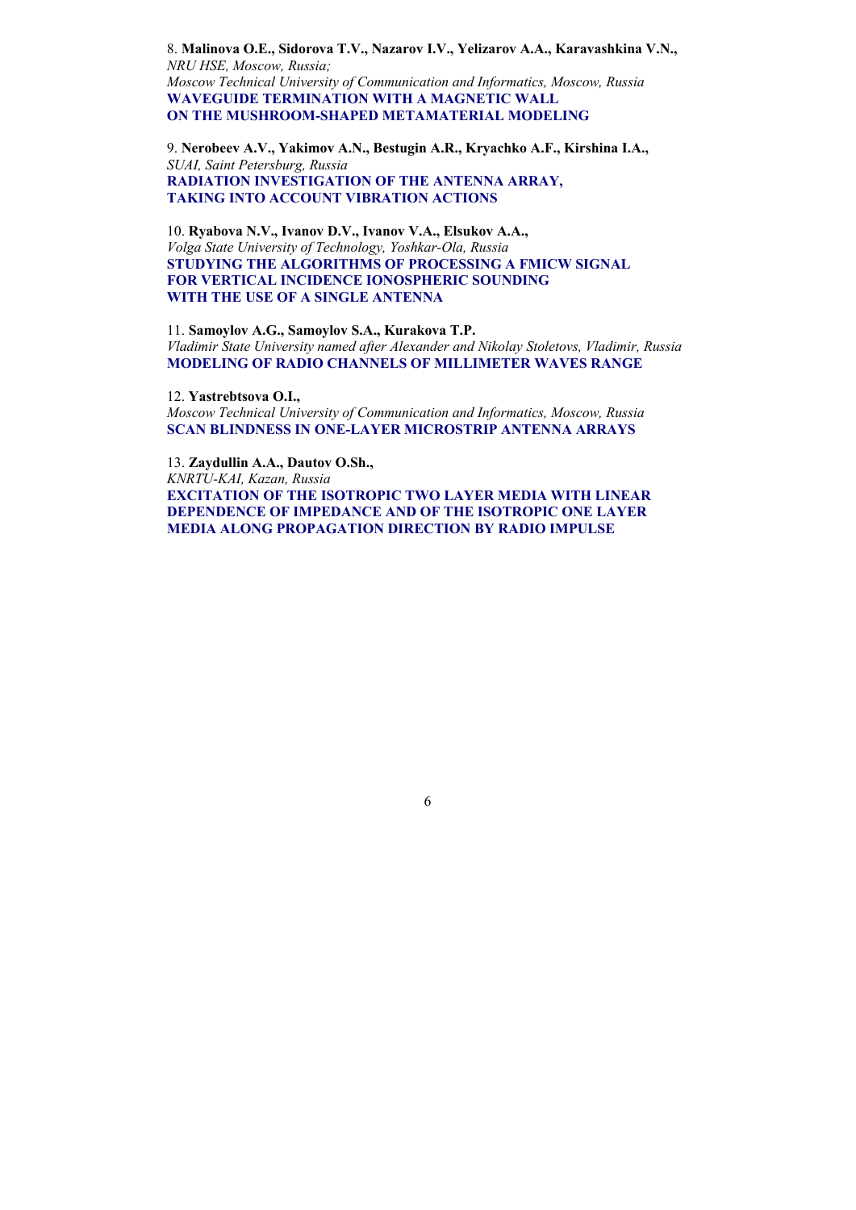8. **Malinova O.E., Sidorova T.V., Nazarov I.V., Yelizarov A.A., Karavashkina V.N.,**
*NRU HSE, Moscow, Russia;*
*Moscow Technical University of Communication and Informatics, Moscow, Russia*
**WAVEGUIDE TERMINATION WITH A MAGNETIC WALL ON THE MUSHROOM-SHAPED METAMATERIAL MODELING**

9. **Nerobeev A.V., Yakimov A.N., Bestugin A.R., Kryachko A.F., Kirshina I.A.,**
*SUAI, Saint Petersburg, Russia*
**RADIATION INVESTIGATION OF THE ANTENNA ARRAY, TAKING INTO ACCOUNT VIBRATION ACTIONS**

10. **Ryabova N.V., Ivanov D.V., Ivanov V.A., Elsukov A.A.,**
*Volga State University of Technology, Yoshkar-Ola, Russia*
**STUDYING THE ALGORITHMS OF PROCESSING A FMICW SIGNAL FOR VERTICAL INCIDENCE IONOSPHERIC SOUNDING WITH THE USE OF A SINGLE ANTENNA**

11. **Samoylov A.G., Samoylov S.A., Kurakova T.P.**
*Vladimir State University named after Alexander and Nikolay Stoletovs, Vladimir, Russia*
**MODELING OF RADIO CHANNELS OF MILLIMETER WAVES RANGE**

12. **Yastrebtsova O.I.,**
*Moscow Technical University of Communication and Informatics, Moscow, Russia*
**SCAN BLINDNESS IN ONE-LAYER MICROSTRIP ANTENNA ARRAYS**

13. **Zaydullin A.A., Dautov O.Sh.,**
*KNRTU-KAI, Kazan, Russia*
**EXCITATION OF THE ISOTROPIC TWO LAYER MEDIA WITH LINEAR DEPENDENCE OF IMPEDANCE AND OF THE ISOTROPIC ONE LAYER MEDIA ALONG PROPAGATION DIRECTION BY RADIO IMPULSE**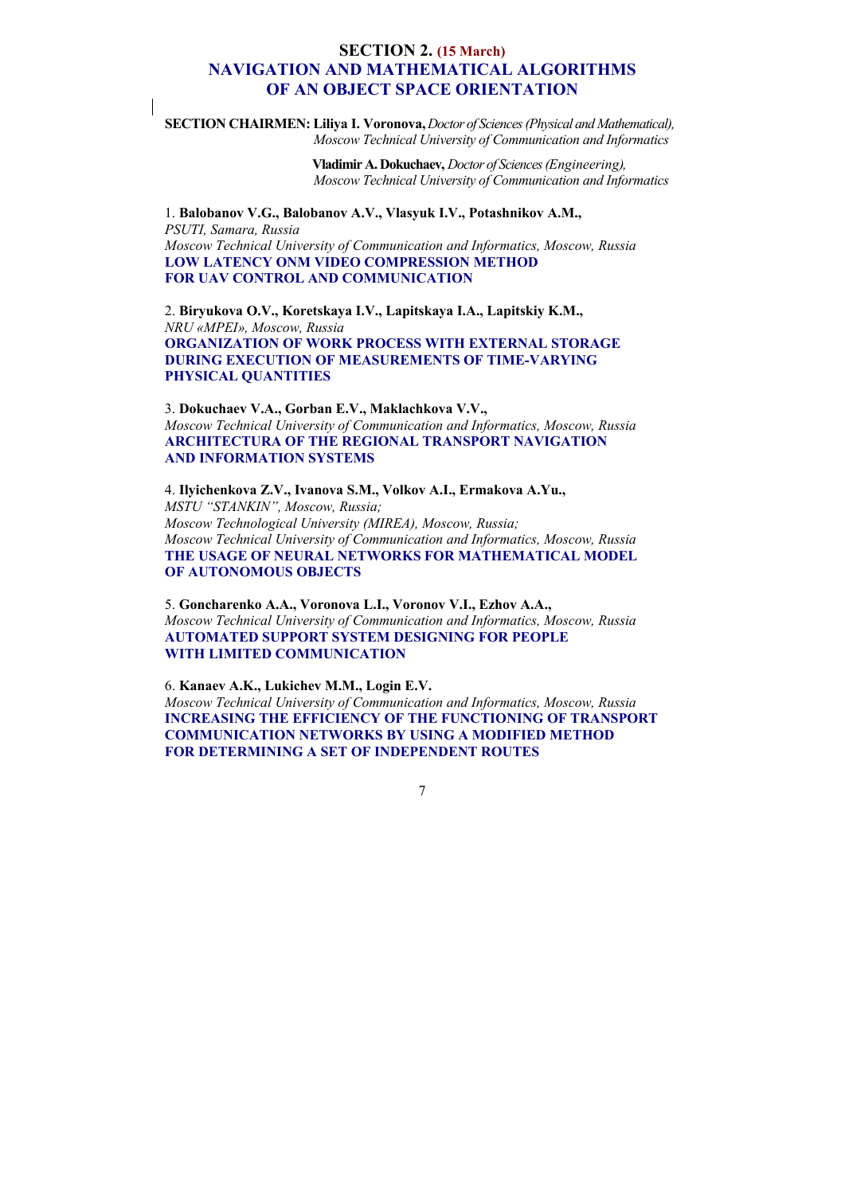## SECTION 2. (15 March)
## NAVIGATION AND MATHEMATICAL ALGORITHMS OF AN OBJECT SPACE ORIENTATION

**SECTION CHAIRMEN: Liliya I. Voronova,** *Doctor of Sciences (Physical and Mathematical), Moscow Technical University of Communication and Informatics*

**Vladimir A. Dokuchaev,** *Doctor of Sciences (Engineering), Moscow Technical University of Communication and Informatics*

1. **Balobanov V.G., Balobanov A.V., Vlasyuk I.V., Potashnikov A.M.,**
*PSUTI, Samara, Russia*
*Moscow Technical University of Communication and Informatics, Moscow, Russia*
**LOW LATENCY ONM VIDEO COMPRESSION METHOD FOR UAV CONTROL AND COMMUNICATION**

2. **Biryukova O.V., Koretskaya I.V., Lapitskaya I.A., Lapitskiy K.M.,**
*NRU «MPEI», Moscow, Russia*
**ORGANIZATION OF WORK PROCESS WITH EXTERNAL STORAGE DURING EXECUTION OF MEASUREMENTS OF TIME-VARYING PHYSICAL QUANTITIES**

3. **Dokuchaev V.A., Gorban E.V., Maklachkova V.V.,**
*Moscow Technical University of Communication and Informatics, Moscow, Russia*
**ARCHITECTURA OF THE REGIONAL TRANSPORT NAVIGATION AND INFORMATION SYSTEMS**

4. **Ilyichenkova Z.V., Ivanova S.M., Volkov A.I., Ermakova A.Yu.,**
*MSTU "STANKIN", Moscow, Russia;*
*Moscow Technological University (MIREA), Moscow, Russia;*
*Moscow Technical University of Communication and Informatics, Moscow, Russia*
**THE USAGE OF NEURAL NETWORKS FOR MATHEMATICAL MODEL OF AUTONOMOUS OBJECTS**

5. **Goncharenko A.A., Voronova L.I., Voronov V.I., Ezhov A.A.,**
*Moscow Technical University of Communication and Informatics, Moscow, Russia*
**AUTOMATED SUPPORT SYSTEM DESIGNING FOR PEOPLE WITH LIMITED COMMUNICATION**

6. **Kanaev A.K., Lukichev M.M., Login E.V.**
*Moscow Technical University of Communication and Informatics, Moscow, Russia*
**INCREASING THE EFFICIENCY OF THE FUNCTIONING OF TRANSPORT COMMUNICATION NETWORKS BY USING A MODIFIED METHOD FOR DETERMINING A SET OF INDEPENDENT ROUTES**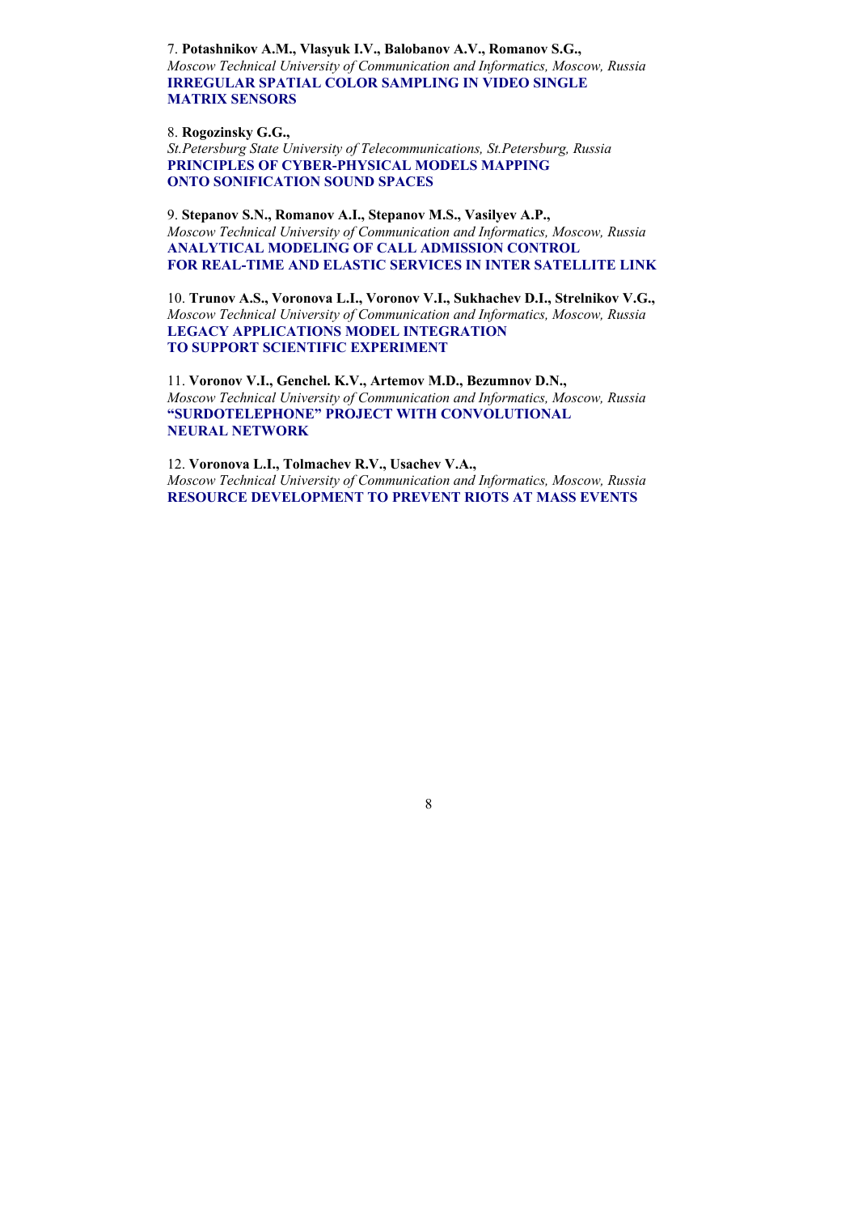7. **Potashnikov A.M., Vlasyuk I.V., Balobanov A.V., Romanov S.G.,**
*Moscow Technical University of Communication and Informatics, Moscow, Russia*
**IRREGULAR SPATIAL COLOR SAMPLING IN VIDEO SINGLE MATRIX SENSORS**

8. **Rogozinsky G.G.,**
*St.Petersburg State University of Telecommunications, St.Petersburg, Russia*
**PRINCIPLES OF CYBER-PHYSICAL MODELS MAPPING ONTO SONIFICATION SOUND SPACES**

9. **Stepanov S.N., Romanov A.I., Stepanov M.S., Vasilyev A.P.,**
*Moscow Technical University of Communication and Informatics, Moscow, Russia*
**ANALYTICAL MODELING OF CALL ADMISSION CONTROL FOR REAL-TIME AND ELASTIC SERVICES IN INTER SATELLITE LINK**

10. **Trunov A.S., Voronova L.I., Voronov V.I., Sukhachev D.I., Strelnikov V.G.,**
*Moscow Technical University of Communication and Informatics, Moscow, Russia*
**LEGACY APPLICATIONS MODEL INTEGRATION TO SUPPORT SCIENTIFIC EXPERIMENT**

11. **Voronov V.I., Genchel. K.V., Artemov M.D., Bezumnov D.N.,**
*Moscow Technical University of Communication and Informatics, Moscow, Russia*
**"SURDOTELEPHONE" PROJECT WITH CONVOLUTIONAL NEURAL NETWORK**

12. **Voronova L.I., Tolmachev R.V., Usachev V.A.,**
*Moscow Technical University of Communication and Informatics, Moscow, Russia*
**RESOURCE DEVELOPMENT TO PREVENT RIOTS AT MASS EVENTS**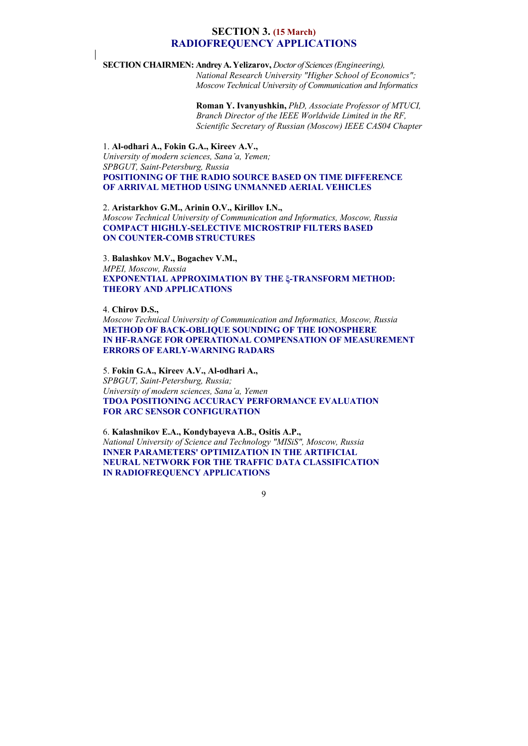# SECTION 3. (15 March)
# RADIOFREQUENCY APPLICATIONS

**SECTION CHAIRMEN: Andrey A. Yelizarov,** *Doctor of Sciences (Engineering), National Research University "Higher School of Economics"; Moscow Technical University of Communication and Informatics*

**Roman Y. Ivanyushkin,** *PhD, Associate Professor of MTUCI, Branch Director of the IEEE Worldwide Limited in the RF, Scientific Secretary of Russian (Moscow) IEEE CAS04 Chapter*

1. **Al-odhari A., Fokin G.A., Kireev A.V.,**
*University of modern sciences, Sana'a, Yemen;*
*SPBGUT, Saint-Petersburg, Russia*
**POSITIONING OF THE RADIO SOURCE BASED ON TIME DIFFERENCE OF ARRIVAL METHOD USING UNMANNED AERIAL VEHICLES**

2. **Aristarkhov G.M., Arinin O.V., Kirillov I.N.,**
*Moscow Technical University of Communication and Informatics, Moscow, Russia*
**COMPACT HIGHLY-SELECTIVE MICROSTRIP FILTERS BASED ON COUNTER-COMB STRUCTURES**

3. **Balashkov M.V., Bogachev V.M.,**
*MPEI, Moscow, Russia*
**EXPONENTIAL APPROXIMATION BY THE ξ-TRANSFORM METHOD: THEORY AND APPLICATIONS**

4. **Chirov D.S.,**
*Moscow Technical University of Communication and Informatics, Moscow, Russia*
**METHOD OF BACK-OBLIQUE SOUNDING OF THE IONOSPHERE IN HF-RANGE FOR OPERATIONAL COMPENSATION OF MEASUREMENT ERRORS OF EARLY-WARNING RADARS**

5. **Fokin G.A., Kireev A.V., Al-odhari A.,**
*SPBGUT, Saint-Petersburg, Russia;*
*University of modern sciences, Sana'a, Yemen*
**TDOA POSITIONING ACCURACY PERFORMANCE EVALUATION FOR ARC SENSOR CONFIGURATION**

6. **Kalashnikov E.A., Kondybayeva A.B., Ositis A.P.,**
*National University of Science and Technology "MISiS", Moscow, Russia*
**INNER PARAMETERS' OPTIMIZATION IN THE ARTIFICIAL NEURAL NETWORK FOR THE TRAFFIC DATA CLASSIFICATION IN RADIOFREQUENCY APPLICATIONS**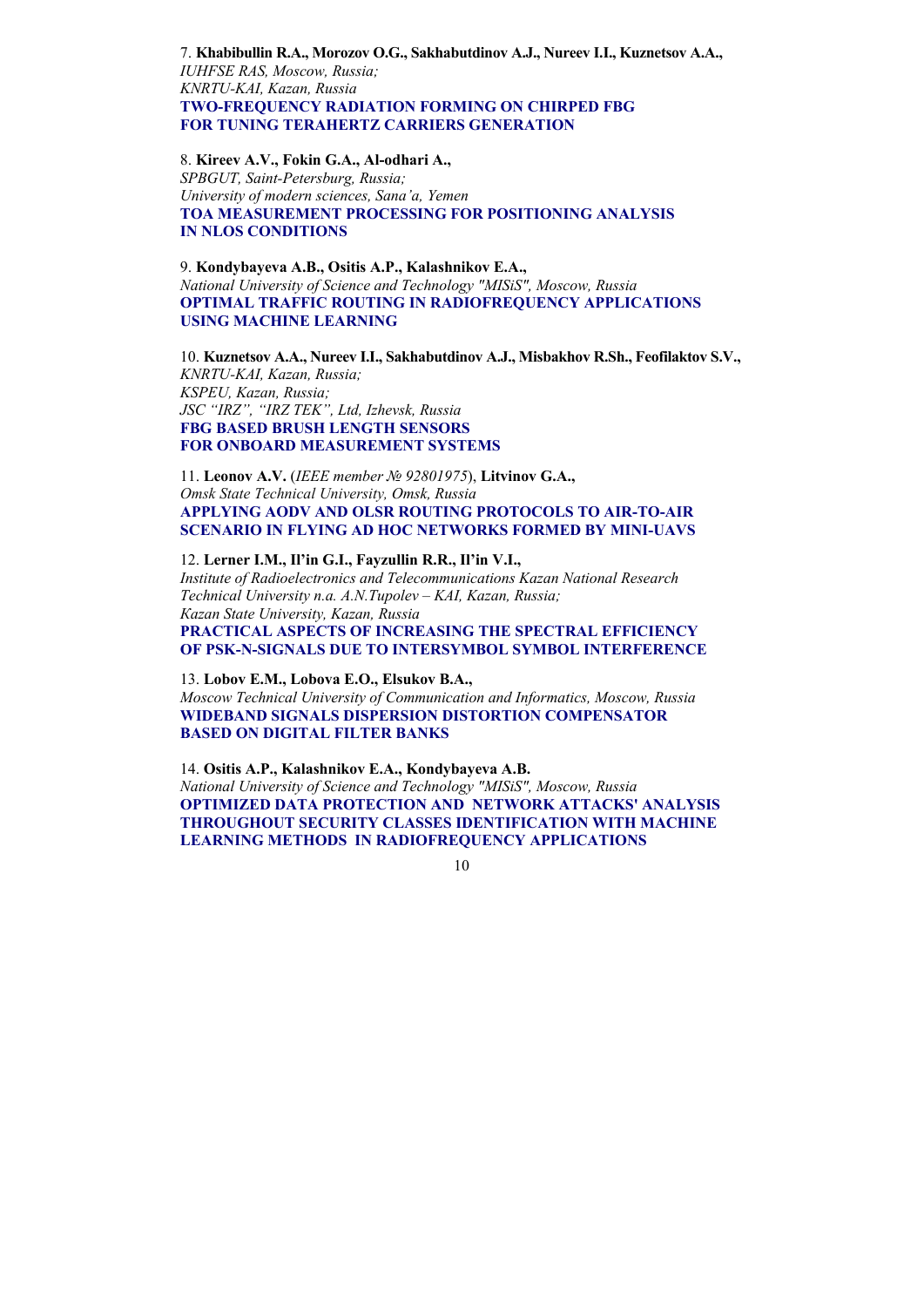7. **Khabibullin R.A., Morozov O.G., Sakhabutdinov A.J., Nureev I.I., Kuznetsov A.A.,**
*IUHFSE RAS, Moscow, Russia;*
*KNRTU-KAI, Kazan, Russia*
**TWO-FREQUENCY RADIATION FORMING ON CHIRPED FBG FOR TUNING TERAHERTZ CARRIERS GENERATION**

8. **Kireev A.V., Fokin G.A., Al-odhari A.,**
*SPBGUT, Saint-Petersburg, Russia;*
*University of modern sciences, Sana'a, Yemen*
**TOA MEASUREMENT PROCESSING FOR POSITIONING ANALYSIS IN NLOS CONDITIONS**

9. **Kondybayeva A.B., Ositis A.P., Kalashnikov E.A.,**
*National University of Science and Technology "MISiS", Moscow, Russia*
**OPTIMAL TRAFFIC ROUTING IN RADIOFREQUENCY APPLICATIONS USING MACHINE LEARNING**

10. **Kuznetsov A.A., Nureev I.I., Sakhabutdinov A.J., Misbakhov R.Sh., Feofilaktov S.V.,**
*KNRTU-KAI, Kazan, Russia;*
*KSPEU, Kazan, Russia;*
*JSC "IRZ", "IRZ TEK", Ltd, Izhevsk, Russia*
**FBG BASED BRUSH LENGTH SENSORS FOR ONBOARD MEASUREMENT SYSTEMS**

11. **Leonov A.V.** (*IEEE member № 92801975*), **Litvinov G.A.,**
*Omsk State Technical University, Omsk, Russia*
**APPLYING AODV AND OLSR ROUTING PROTOCOLS TO AIR-TO-AIR SCENARIO IN FLYING AD HOC NETWORKS FORMED BY MINI-UAVS**

12. **Lerner I.M., Il'in G.I., Fayzullin R.R., Il'in V.I.,**
*Institute of Radioelectronics and Telecommunications Kazan National Research Technical University n.a. A.N.Tupolev – KAI, Kazan, Russia;*
*Kazan State University, Kazan, Russia*
**PRACTICAL ASPECTS OF INCREASING THE SPECTRAL EFFICIENCY OF PSK-N-SIGNALS DUE TO INTERSYMBOL SYMBOL INTERFERENCE**

13. **Lobov E.M., Lobova E.O., Elsukov B.A.,**
*Moscow Technical University of Communication and Informatics, Moscow, Russia*
**WIDEBAND SIGNALS DISPERSION DISTORTION COMPENSATOR BASED ON DIGITAL FILTER BANKS**

14. **Ositis A.P., Kalashnikov E.A., Kondybayeva A.B.**
*National University of Science and Technology "MISiS", Moscow, Russia*
**OPTIMIZED DATA PROTECTION AND NETWORK ATTACKS' ANALYSIS THROUGHOUT SECURITY CLASSES IDENTIFICATION WITH MACHINE LEARNING METHODS IN RADIOFREQUENCY APPLICATIONS**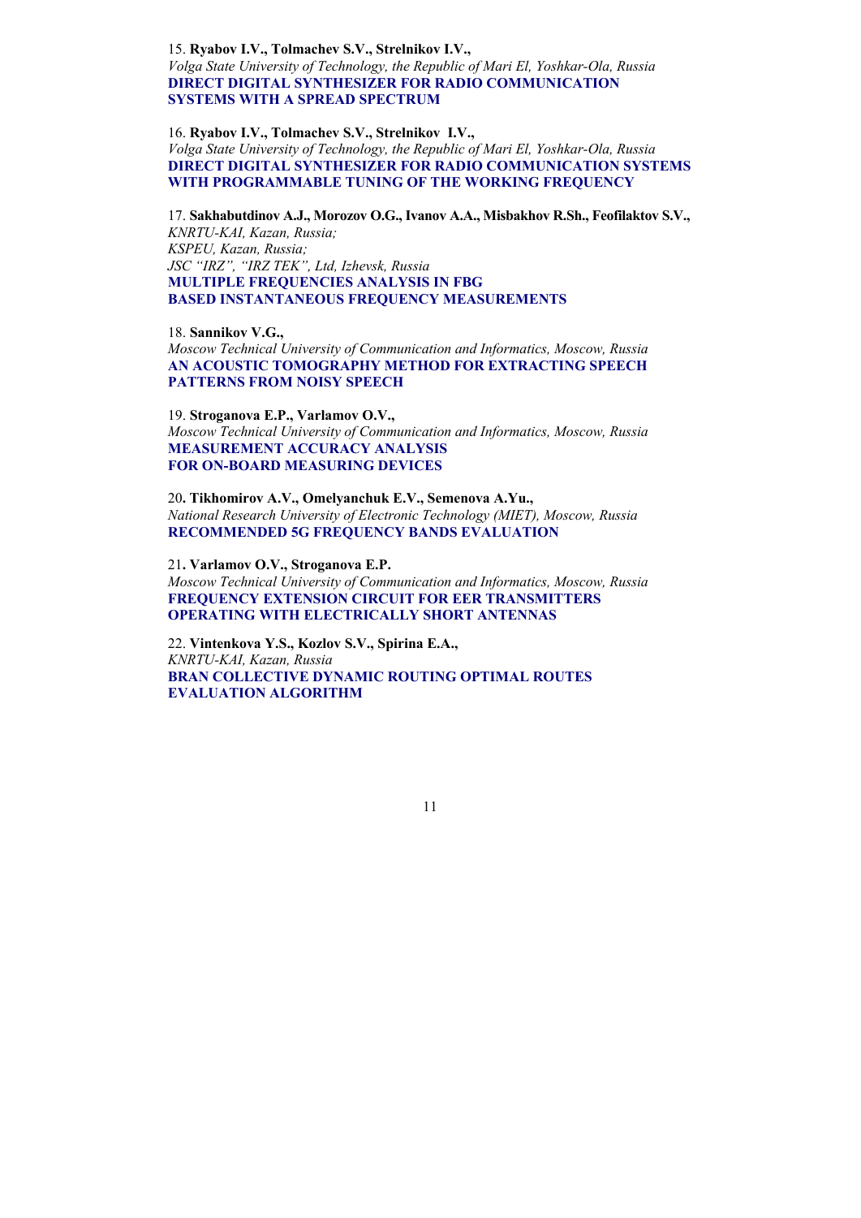15. **Ryabov I.V., Tolmachev S.V., Strelnikov I.V.,**
*Volga State University of Technology, the Republic of Mari El, Yoshkar-Ola, Russia*
**DIRECT DIGITAL SYNTHESIZER FOR RADIO COMMUNICATION SYSTEMS WITH A SPREAD SPECTRUM**

16. **Ryabov I.V., Tolmachev S.V., Strelnikov I.V.,**
*Volga State University of Technology, the Republic of Mari El, Yoshkar-Ola, Russia*
**DIRECT DIGITAL SYNTHESIZER FOR RADIO COMMUNICATION SYSTEMS WITH PROGRAMMABLE TUNING OF THE WORKING FREQUENCY**

17. **Sakhabutdinov A.J., Morozov O.G., Ivanov A.A., Misbakhov R.Sh., Feofilaktov S.V.,**
*KNRTU-KAI, Kazan, Russia;*
*KSPEU, Kazan, Russia;*
*JSC "IRZ", "IRZ TEK", Ltd, Izhevsk, Russia*
**MULTIPLE FREQUENCIES ANALYSIS IN FBG BASED INSTANTANEOUS FREQUENCY MEASUREMENTS**

18. **Sannikov V.G.,**
*Moscow Technical University of Communication and Informatics, Moscow, Russia*
**AN ACOUSTIC TOMOGRAPHY METHOD FOR EXTRACTING SPEECH PATTERNS FROM NOISY SPEECH**

19. **Stroganova E.P., Varlamov O.V.,**
*Moscow Technical University of Communication and Informatics, Moscow, Russia*
**MEASUREMENT ACCURACY ANALYSIS FOR ON-BOARD MEASURING DEVICES**

20**. Tikhomirov A.V., Omelyanchuk E.V., Semenova A.Yu.,**
*National Research University of Electronic Technology (MIET), Moscow, Russia*
**RECOMMENDED 5G FREQUENCY BANDS EVALUATION**

21**. Varlamov O.V., Stroganova E.P.**
*Moscow Technical University of Communication and Informatics, Moscow, Russia*
**FREQUENCY EXTENSION CIRCUIT FOR EER TRANSMITTERS OPERATING WITH ELECTRICALLY SHORT ANTENNAS**

22. **Vintenkova Y.S., Kozlov S.V., Spirina E.A.,**
*KNRTU-KAI, Kazan, Russia*
**BRAN COLLECTIVE DYNAMIC ROUTING OPTIMAL ROUTES EVALUATION ALGORITHM**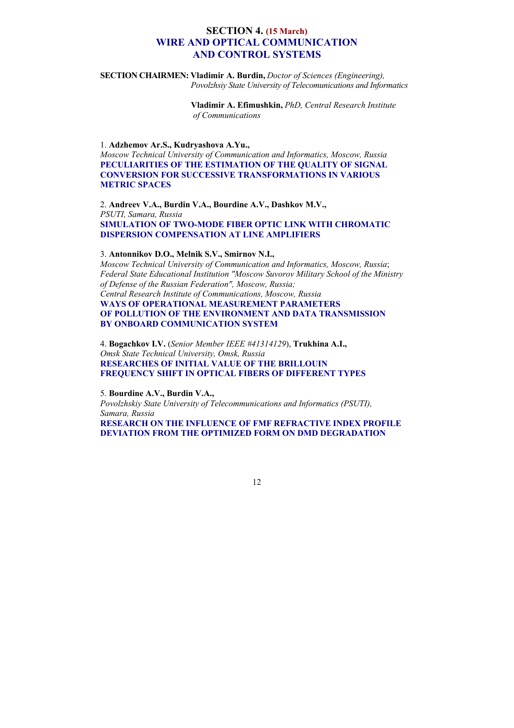# SECTION 4. (15 March)
# WIRE AND OPTICAL COMMUNICATION AND CONTROL SYSTEMS

**SECTION CHAIRMEN:** **Vladimir A. Burdin,** *Doctor of Sciences (Engineering), Povolzhsiy State University of Telecomunications and Informatics*

**Vladimir A. Efimushkin,** *PhD, Central Research Institute of Communications*

1. **Adzhemov Ar.S., Kudryashova A.Yu.,**
*Moscow Technical University of Communication and Informatics, Moscow, Russia*
**PECULIARITIES OF THE ESTIMATION OF THE QUALITY OF SIGNAL CONVERSION FOR SUCCESSIVE TRANSFORMATIONS IN VARIOUS METRIC SPACES**

2. **Andreev V.A., Burdin V.A., Bourdine A.V., Dashkov M.V.,**
*PSUTI, Samara, Russia*
**SIMULATION OF TWO-MODE FIBER OPTIC LINK WITH CHROMATIC DISPERSION COMPENSATION AT LINE AMPLIFIERS**

3. **Antonnikov D.O., Melnik S.V., Smirnov N.I.,**
*Moscow Technical University of Communication and Informatics, Moscow, Russia*;
*Federal State Educational Institution "Moscow Suvorov Military School of the Ministry of Defense of the Russian Federation", Moscow, Russia;*
*Central Research Institute of Communications, Moscow, Russia*
**WAYS OF OPERATIONAL MEASUREMENT PARAMETERS OF POLLUTION OF THE ENVIRONMENT AND DATA TRANSMISSION BY ONBOARD COMMUNICATION SYSTEM**

4. **Bogachkov I.V.** (*Senior Member IEEE #41314129*), **Trukhina A.I.,**
*Omsk State Technical University, Omsk, Russia*
**RESEARCHES OF INITIAL VALUE OF THE BRILLOUIN FREQUENCY SHIFT IN OPTICAL FIBERS OF DIFFERENT TYPES**

5. **Bourdine A.V., Burdin V.A.,**
*Povolzhskiy State University of Telecommunications and Informatics (PSUTI), Samara, Russia*
**RESEARCH ON THE INFLUENCE OF FMF REFRACTIVE INDEX PROFILE DEVIATION FROM THE OPTIMIZED FORM ON DMD DEGRADATION**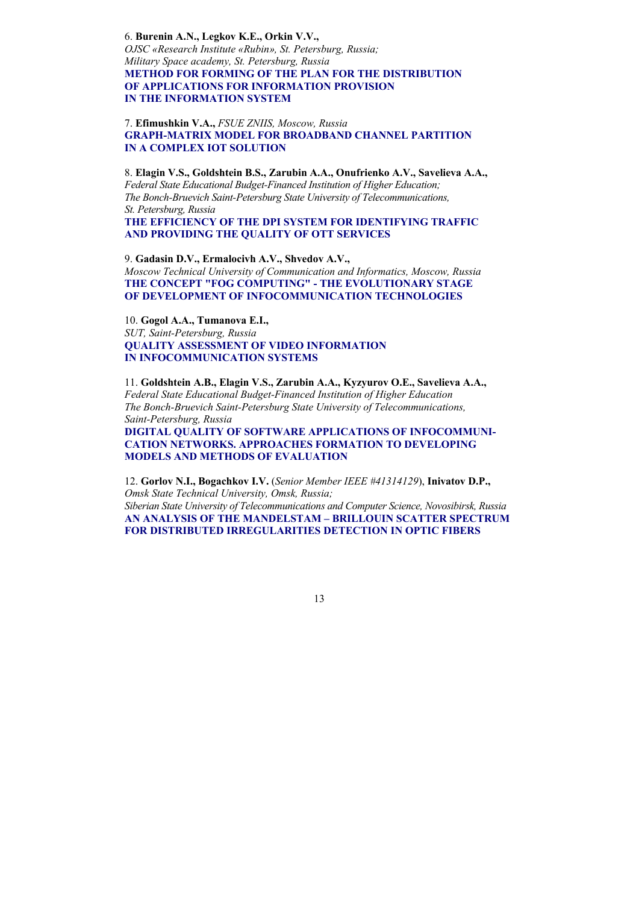6. **Burenin A.N., Legkov K.E., Orkin V.V.,**
*OJSC «Research Institute «Rubin», St. Petersburg, Russia;*
*Military Space academy, St. Petersburg, Russia*
**METHOD FOR FORMING OF THE PLAN FOR THE DISTRIBUTION OF APPLICATIONS FOR INFORMATION PROVISION IN THE INFORMATION SYSTEM**

7. **Efimushkin V.A.,** *FSUE ZNIIS, Moscow, Russia*
**GRAPH-MATRIX MODEL FOR BROADBAND CHANNEL PARTITION IN A COMPLEX IOT SOLUTION**

8. **Elagin V.S., Goldshtein B.S., Zarubin A.A., Onufrienko A.V., Savelieva A.A.,**
*Federal State Educational Budget-Financed Institution of Higher Education;*
*The Bonch-Bruevich Saint-Petersburg State University of Telecommunications,*
*St. Petersburg, Russia*
**THE EFFICIENCY OF THE DPI SYSTEM FOR IDENTIFYING TRAFFIC AND PROVIDING THE QUALITY OF OTT SERVICES**

9. **Gadasin D.V., Ermalocivh A.V., Shvedov A.V.,**
*Moscow Technical University of Communication and Informatics, Moscow, Russia*
**THE CONCEPT "FOG COMPUTING" - THE EVOLUTIONARY STAGE OF DEVELOPMENT OF INFOCOMMUNICATION TECHNOLOGIES**

10. **Gogol A.A., Tumanova E.I.,**
*SUT, Saint-Petersburg, Russia*
**QUALITY ASSESSMENT OF VIDEO INFORMATION IN INFOCOMMUNICATION SYSTEMS**

11. **Goldshtein A.B., Elagin V.S., Zarubin A.A., Kyzyurov O.E., Savelieva A.A.,**
*Federal State Educational Budget-Financed Institution of Higher Education*
*The Bonch-Bruevich Saint-Petersburg State University of Telecommunications,*
*Saint-Petersburg, Russia*
**DIGITAL QUALITY OF SOFTWARE APPLICATIONS OF INFOCOMMUNICATION NETWORKS. APPROACHES FORMATION TO DEVELOPING MODELS AND METHODS OF EVALUATION**

12. **Gorlov N.I., Bogachkov I.V.** (*Senior Member IEEE #41314129*), **Inivatov D.P.,**
*Omsk State Technical University, Omsk, Russia;*
*Siberian State University of Telecommunications and Computer Science, Novosibirsk, Russia*
**AN ANALYSIS OF THE MANDELSTAM – BRILLOUIN SCATTER SPECTRUM FOR DISTRIBUTED IRREGULARITIES DETECTION IN OPTIC FIBERS**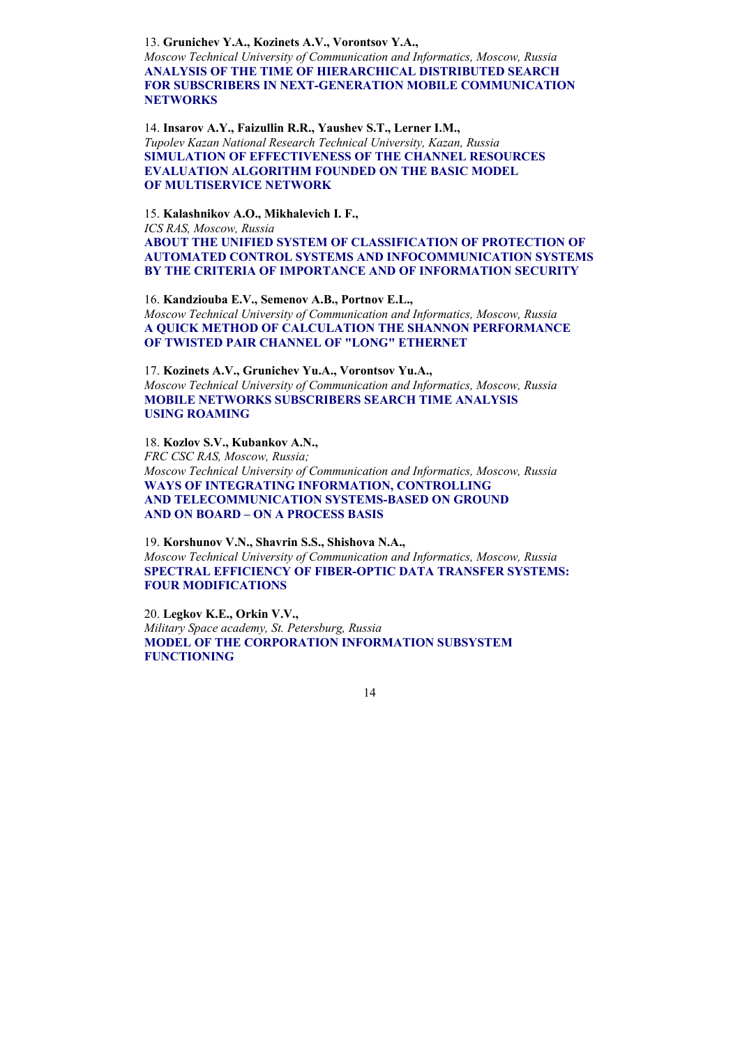13. **Grunichev Y.A., Kozinets A.V., Vorontsov Y.A.,**
*Moscow Technical University of Communication and Informatics, Moscow, Russia*
**ANALYSIS OF THE TIME OF HIERARCHICAL DISTRIBUTED SEARCH FOR SUBSCRIBERS IN NEXT-GENERATION MOBILE COMMUNICATION NETWORKS**

14. **Insarov A.Y., Faizullin R.R., Yaushev S.T., Lerner I.M.,**
*Tupolev Kazan National Research Technical University, Kazan, Russia*
**SIMULATION OF EFFECTIVENESS OF THE CHANNEL RESOURCES EVALUATION ALGORITHM FOUNDED ON THE BASIC MODEL OF MULTISERVICE NETWORK**

15. **Kalashnikov A.O., Mikhalevich I. F.,**
*ICS RAS, Moscow, Russia*
**ABOUT THE UNIFIED SYSTEM OF CLASSIFICATION OF PROTECTION OF AUTOMATED CONTROL SYSTEMS AND INFOCOMMUNICATION SYSTEMS BY THE CRITERIA OF IMPORTANCE AND OF INFORMATION SECURITY**

16. **Kandziouba E.V., Semenov A.B., Portnov E.L.,**
*Moscow Technical University of Communication and Informatics, Moscow, Russia*
**A QUICK METHOD OF CALCULATION THE SHANNON PERFORMANCE OF TWISTED PAIR CHANNEL OF "LONG" ETHERNET**

17. **Kozinets A.V., Grunichev Yu.A., Vorontsov Yu.A.,**
*Moscow Technical University of Communication and Informatics, Moscow, Russia*
**MOBILE NETWORKS SUBSCRIBERS SEARCH TIME ANALYSIS USING ROAMING**

18. **Kozlov S.V., Kubankov A.N.,**
*FRC CSC RAS, Moscow, Russia;*
*Moscow Technical University of Communication and Informatics, Moscow, Russia*
**WAYS OF INTEGRATING INFORMATION, CONTROLLING AND TELECOMMUNICATION SYSTEMS-BASED ON GROUND AND ON BOARD – ON A PROCESS BASIS**

19. **Korshunov V.N., Shavrin S.S., Shishova N.A.,**
*Moscow Technical University of Communication and Informatics, Moscow, Russia*
**SPECTRAL EFFICIENCY OF FIBER-OPTIC DATA TRANSFER SYSTEMS: FOUR MODIFICATIONS**

20. **Legkov K.E., Orkin V.V.,**
*Military Space academy, St. Petersburg, Russia*
**MODEL OF THE CORPORATION INFORMATION SUBSYSTEM FUNCTIONING**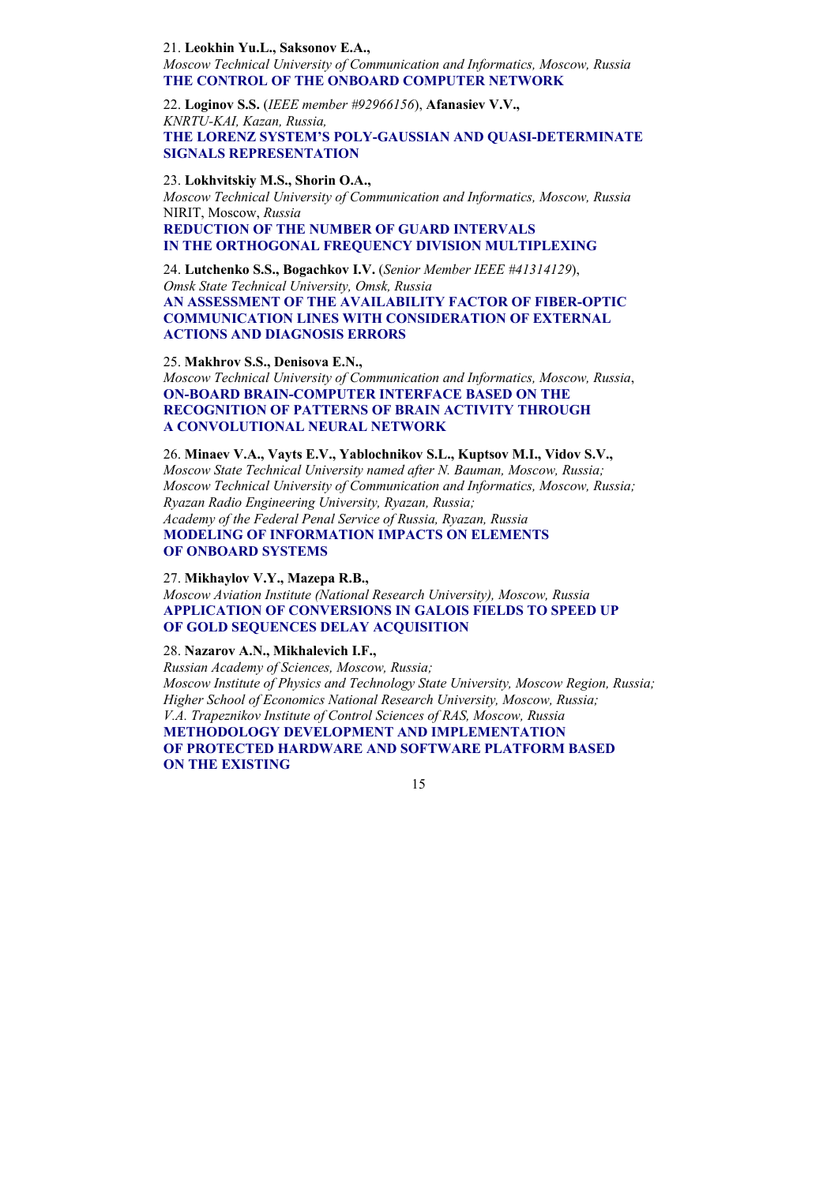21. **Leokhin Yu.L., Saksonov E.A.,**
*Moscow Technical University of Communication and Informatics, Moscow, Russia*
**THE CONTROL OF THE ONBOARD COMPUTER NETWORK**

22. **Loginov S.S.** (*IEEE member #92966156*), **Afanasiev V.V.,**
*KNRTU-KAI, Kazan, Russia,*
**THE LORENZ SYSTEM'S POLY-GAUSSIAN AND QUASI-DETERMINATE SIGNALS REPRESENTATION**

23. **Lokhvitskiy M.S., Shorin O.A.,**
*Moscow Technical University of Communication and Informatics, Moscow, Russia*
NIRIT, Moscow, *Russia*
**REDUCTION OF THE NUMBER OF GUARD INTERVALS IN THE ORTHOGONAL FREQUENCY DIVISION MULTIPLEXING**

24. **Lutchenko S.S., Bogachkov I.V.** (*Senior Member IEEE #41314129*),
*Omsk State Technical University, Omsk, Russia*
**AN ASSESSMENT OF THE AVAILABILITY FACTOR OF FIBER-OPTIC COMMUNICATION LINES WITH CONSIDERATION OF EXTERNAL ACTIONS AND DIAGNOSIS ERRORS**

25. **Makhrov S.S., Denisova E.N.,**
*Moscow Technical University of Communication and Informatics, Moscow, Russia*,
**ON-BOARD BRAIN-COMPUTER INTERFACE BASED ON THE RECOGNITION OF PATTERNS OF BRAIN ACTIVITY THROUGH A CONVOLUTIONAL NEURAL NETWORK**

26. **Minaev V.A., Vayts E.V., Yablochnikov S.L., Kuptsov M.I., Vidov S.V.,**
*Moscow State Technical University named after N. Bauman, Moscow, Russia;*
*Moscow Technical University of Communication and Informatics, Moscow, Russia;*
*Ryazan Radio Engineering University, Ryazan, Russia;*
*Academy of the Federal Penal Service of Russia, Ryazan, Russia*
**MODELING OF INFORMATION IMPACTS ON ELEMENTS OF ONBOARD SYSTEMS**

27. **Mikhaylov V.Y., Mazepa R.B.,**
*Moscow Aviation Institute (National Research University), Moscow, Russia*
**APPLICATION OF CONVERSIONS IN GALOIS FIELDS TO SPEED UP OF GOLD SEQUENCES DELAY ACQUISITION**

28. **Nazarov A.N., Mikhalevich I.F.,**
*Russian Academy of Sciences, Moscow, Russia;*
*Moscow Institute of Physics and Technology State University, Moscow Region, Russia;*
*Higher School of Economics National Research University, Moscow, Russia;*
*V.A. Trapeznikov Institute of Control Sciences of RAS, Moscow, Russia*
**METHODOLOGY DEVELOPMENT AND IMPLEMENTATION OF PROTECTED HARDWARE AND SOFTWARE PLATFORM BASED ON THE EXISTING**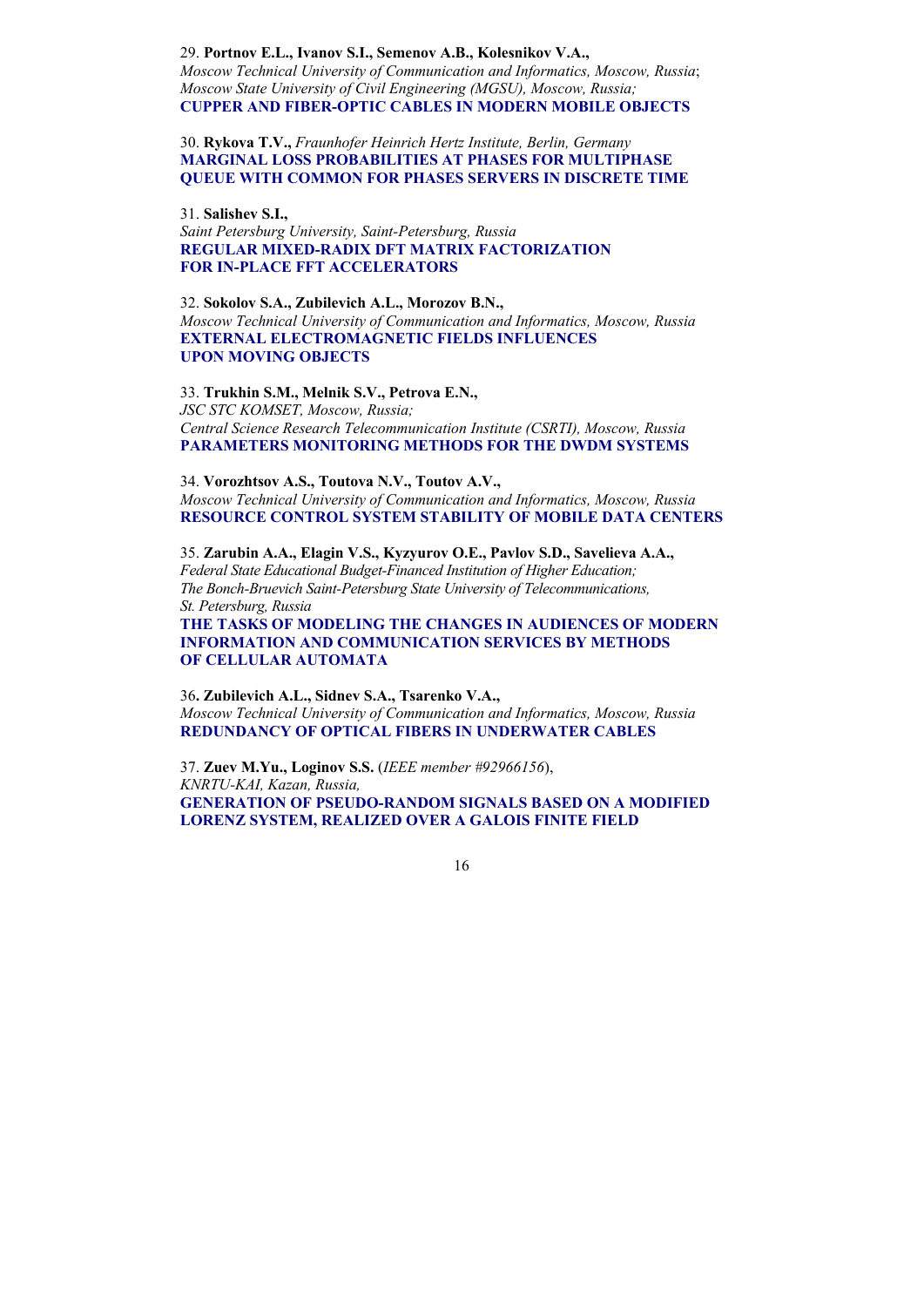29. **Portnov E.L., Ivanov S.I., Semenov A.B., Kolesnikov V.A.,**
*Moscow Technical University of Communication and Informatics, Moscow, Russia*;
*Moscow State University of Civil Engineering (MGSU), Moscow, Russia;*
**CUPPER AND FIBER-OPTIC CABLES IN MODERN MOBILE OBJECTS**

30. **Rykova T.V.,** *Fraunhofer Heinrich Hertz Institute, Berlin, Germany*
**MARGINAL LOSS PROBABILITIES AT PHASES FOR MULTIPHASE QUEUE WITH COMMON FOR PHASES SERVERS IN DISCRETE TIME**

31. **Salishev S.I.,**
*Saint Petersburg University, Saint-Petersburg, Russia*
**REGULAR MIXED-RADIX DFT MATRIX FACTORIZATION FOR IN-PLACE FFT ACCELERATORS**

32. **Sokolov S.A., Zubilevich A.L., Morozov B.N.,**
*Moscow Technical University of Communication and Informatics, Moscow, Russia*
**EXTERNAL ELECTROMAGNETIC FIELDS INFLUENCES UPON MOVING OBJECTS**

33. **Trukhin S.M., Melnik S.V., Petrova E.N.,**
*JSC STC KOMSET, Moscow, Russia;*
*Central Science Research Telecommunication Institute (CSRTI), Moscow, Russia*
**PARAMETERS MONITORING METHODS FOR THE DWDM SYSTEMS**

34. **Vorozhtsov A.S., Toutova N.V., Toutov A.V.,**
*Moscow Technical University of Communication and Informatics, Moscow, Russia*
**RESOURCE CONTROL SYSTEM STABILITY OF MOBILE DATA CENTERS**

35. **Zarubin A.A., Elagin V.S., Kyzyurov O.E., Pavlov S.D., Savelieva A.A.,**
*Federal State Educational Budget-Financed Institution of Higher Education;*
*The Bonch-Bruevich Saint-Petersburg State University of Telecommunications,*
*St. Petersburg, Russia*
**THE TASKS OF MODELING THE CHANGES IN AUDIENCES OF MODERN INFORMATION AND COMMUNICATION SERVICES BY METHODS OF CELLULAR AUTOMATA**

36**. Zubilevich A.L., Sidnev S.A., Tsarenko V.A.,**
*Moscow Technical University of Communication and Informatics, Moscow, Russia*
**REDUNDANCY OF OPTICAL FIBERS IN UNDERWATER CABLES**

37. **Zuev M.Yu., Loginov S.S.** (*IEEE member #92966156*),
*KNRTU-KAI, Kazan, Russia,*
**GENERATION OF PSEUDO-RANDOM SIGNALS BASED ON A MODIFIED LORENZ SYSTEM, REALIZED OVER A GALOIS FINITE FIELD**